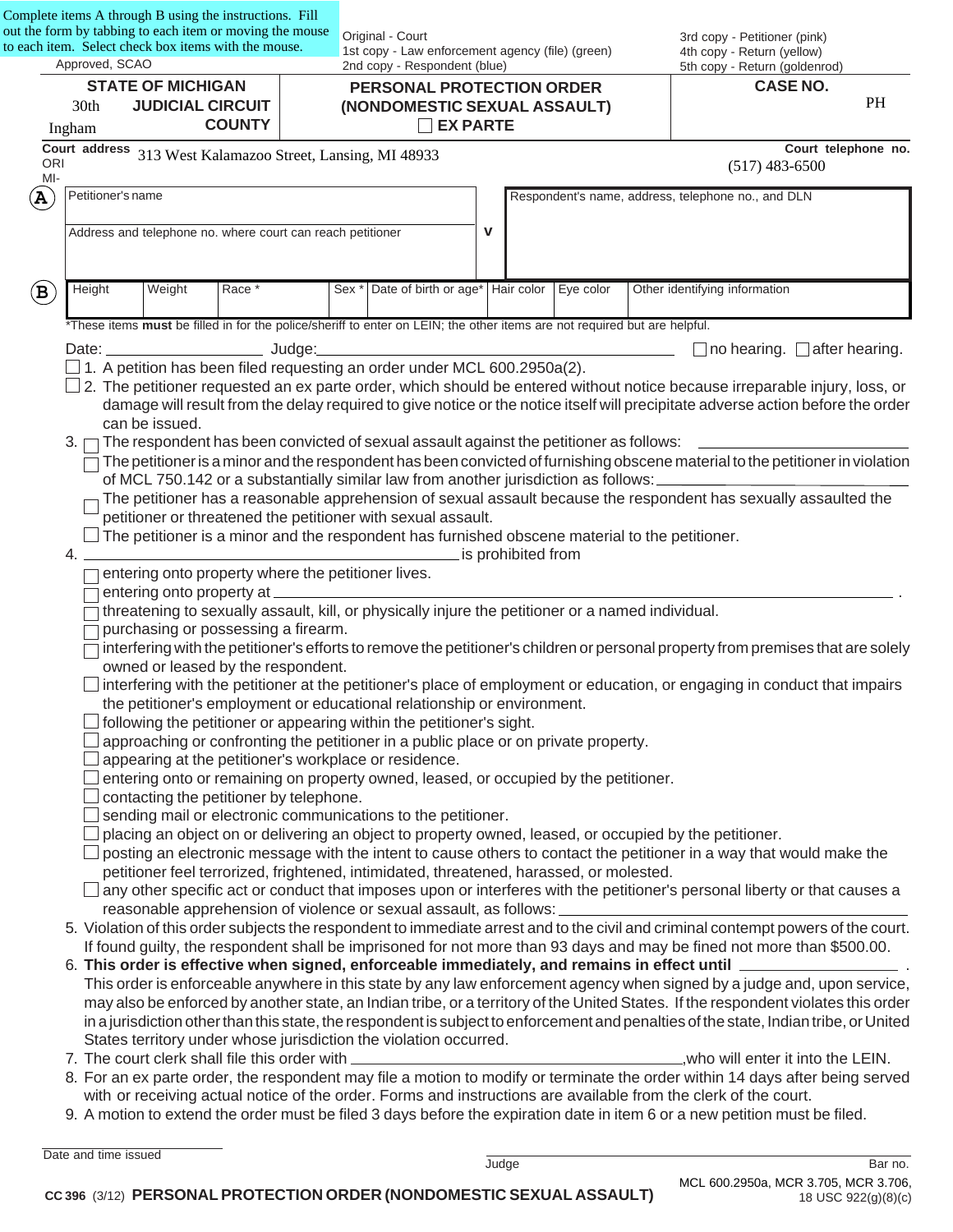Complete items A through B using the instructions. Fill out the form by tabbing to each item or moving the mouse to each item. Select check box items with the mouse.

Approved, SCAO

Original - Court
1st copy - Law enforcement agency (file) (green)
2nd copy - Respondent (blue)

3rd copy - Petitioner (pink)
4th copy - Return (yellow)
5th copy - Return (goldenrod)

| STATE OF MICHIGAN 30th JUDICIAL CIRCUIT Ingham COUNTY | PERSONAL PROTECTION ORDER (NONDOMESTIC SEXUAL ASSAULT) ☐ EX PARTE | CASE NO. PH |
|---|---|---|

Court address 313 West Kalamazoo Street, Lansing, MI 48933 | Court telephone no. (517) 483-6500

ORI
MI-

**A**

| Petitioner's name | | Respondent's name, address, telephone no., and DLN |
|---|---|---|
| Address and telephone no. where court can reach petitioner | v | |

**B**

| Height | Weight | Race * | Sex * | Date of birth or age* | Hair color | Eye color | Other identifying information |
|---|---|---|---|---|---|---|---|
| | | | | | | | |

*These items **must** be filled in for the police/sheriff to enter on LEIN; the other items are not required but are helpful.

Date: ____________ Judge: ____________ ☐ no hearing. ☐ after hearing.

☐ 1. A petition has been filed requesting an order under MCL 600.2950a(2).

☐ 2. The petitioner requested an ex parte order, which should be entered without notice because irreparable injury, loss, or damage will result from the delay required to give notice or the notice itself will precipitate adverse action before the order can be issued.

3. ☐ The respondent has been convicted of sexual assault against the petitioner as follows: ____________

   ☐ The petitioner is a minor and the respondent has been convicted of furnishing obscene material to the petitioner in violation of MCL 750.142 or a substantially similar law from another jurisdiction as follows: ____________

   ☐ The petitioner has a reasonable apprehension of sexual assault because the respondent has sexually assaulted the petitioner or threatened the petitioner with sexual assault.

   ☐ The petitioner is a minor and the respondent has furnished obscene material to the petitioner.

4. ____________ is prohibited from

   ☐ entering onto property where the petitioner lives.
   ☐ entering onto property at ____________.
   ☐ threatening to sexually assault, kill, or physically injure the petitioner or a named individual.
   ☐ purchasing or possessing a firearm.
   ☐ interfering with the petitioner's efforts to remove the petitioner's children or personal property from premises that are solely owned or leased by the respondent.
   ☐ interfering with the petitioner at the petitioner's place of employment or education, or engaging in conduct that impairs the petitioner's employment or educational relationship or environment.
   ☐ following the petitioner or appearing within the petitioner's sight.
   ☐ approaching or confronting the petitioner in a public place or on private property.
   ☐ appearing at the petitioner's workplace or residence.
   ☐ entering onto or remaining on property owned, leased, or occupied by the petitioner.
   ☐ contacting the petitioner by telephone.
   ☐ sending mail or electronic communications to the petitioner.
   ☐ placing an object on or delivering an object to property owned, leased, or occupied by the petitioner.
   ☐ posting an electronic message with the intent to cause others to contact the petitioner in a way that would make the petitioner feel terrorized, frightened, intimidated, threatened, harassed, or molested.
   ☐ any other specific act or conduct that imposes upon or interferes with the petitioner's personal liberty or that causes a reasonable apprehension of violence or sexual assault, as follows: ____________

5. Violation of this order subjects the respondent to immediate arrest and to the civil and criminal contempt powers of the court. If found guilty, the respondent shall be imprisoned for not more than 93 days and may be fined not more than $500.00.

6. **This order is effective when signed, enforceable immediately, and remains in effect until** ____________. This order is enforceable anywhere in this state by any law enforcement agency when signed by a judge and, upon service, may also be enforced by another state, an Indian tribe, or a territory of the United States. If the respondent violates this order in a jurisdiction other than this state, the respondent is subject to enforcement and penalties of the state, Indian tribe, or United States territory under whose jurisdiction the violation occurred.

7. The court clerk shall file this order with ____________, who will enter it into the LEIN.

8. For an ex parte order, the respondent may file a motion to modify or terminate the order within 14 days after being served with or receiving actual notice of the order. Forms and instructions are available from the clerk of the court.

9. A motion to extend the order must be filed 3 days before the expiration date in item 6 or a new petition must be filed.

____________
Date and time issued

____________
Judge | Bar no.

CC 396 (3/12) **PERSONAL PROTECTION ORDER (NONDOMESTIC SEXUAL ASSAULT)**

MCL 600.2950a, MCR 3.705, MCR 3.706, 18 USC 922(g)(8)(c)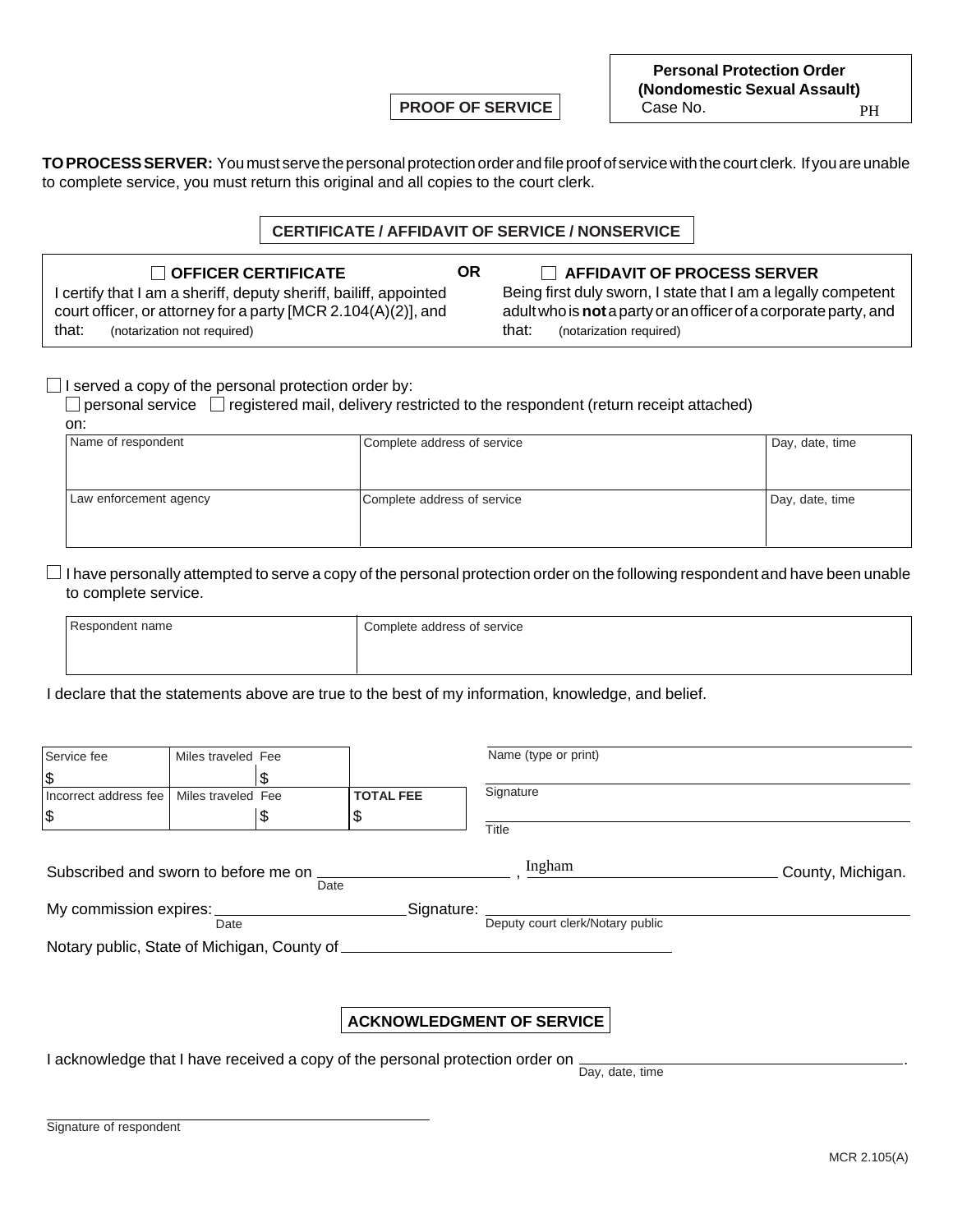| Personal Protection Order (Nondomestic Sexual Assault) |
|---|
| Case No. PH |

## PROOF OF SERVICE

**TO PROCESS SERVER:** You must serve the personal protection order and file proof of service with the court clerk. If you are unable to complete service, you must return this original and all copies to the court clerk.

### CERTIFICATE / AFFIDAVIT OF SERVICE / NONSERVICE

| ☐ **OFFICER CERTIFICATE** | **OR** | ☐ **AFFIDAVIT OF PROCESS SERVER** |
|---|---|---|
| I certify that I am a sheriff, deputy sheriff, bailiff, appointed court officer, or attorney for a party [MCR 2.104(A)(2)], and that: (notarization not required) | | Being first duly sworn, I state that I am a legally competent adult who is **not** a party or an officer of a corporate party, and that: (notarization required) |

☐ I served a copy of the personal protection order by:
☐ personal service ☐ registered mail, delivery restricted to the respondent (return receipt attached)
on:

| Name of respondent | Complete address of service | Day, date, time |
|---|---|---|
| | | |
| **Law enforcement agency** | **Complete address of service** | **Day, date, time** |
| | | |

☐ I have personally attempted to serve a copy of the personal protection order on the following respondent and have been unable to complete service.

| Respondent name | Complete address of service |
|---|---|
| | |

I declare that the statements above are true to the best of my information, knowledge, and belief.

| Service fee | Miles traveled | Fee | |
|---|---|---|---|
| $ | | $ | |
| **Incorrect address fee** | **Miles traveled** | **Fee** | **TOTAL FEE** |
| $ | | $ | $ |

Name (type or print) \_\_\_\_\_\_\_\_\_\_\_\_\_\_\_\_\_\_\_\_

Signature \_\_\_\_\_\_\_\_\_\_\_\_\_\_\_\_\_\_\_\_

Title \_\_\_\_\_\_\_\_\_\_\_\_\_\_\_\_\_\_\_\_

Subscribed and sworn to before me on \_\_\_\_\_\_\_\_\_\_\_\_ (Date), Ingham County, Michigan.

My commission expires: \_\_\_\_\_\_\_\_\_\_\_\_ (Date) Signature: \_\_\_\_\_\_\_\_\_\_\_\_ (Deputy court clerk/Notary public)

Notary public, State of Michigan, County of \_\_\_\_\_\_\_\_\_\_\_\_

### ACKNOWLEDGMENT OF SERVICE

I acknowledge that I have received a copy of the personal protection order on \_\_\_\_\_\_\_\_\_\_\_\_ (Day, date, time).

\_\_\_\_\_\_\_\_\_\_\_\_\_\_\_\_\_\_\_\_
Signature of respondent

MCR 2.105(A)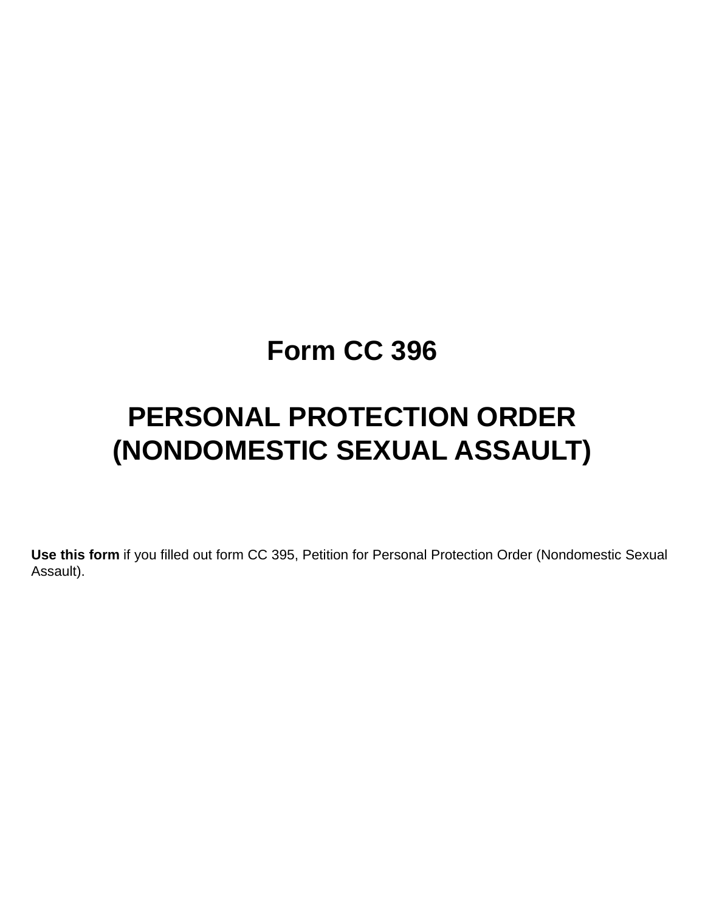# Form CC 396

# PERSONAL PROTECTION ORDER (NONDOMESTIC SEXUAL ASSAULT)

**Use this form** if you filled out form CC 395, Petition for Personal Protection Order (Nondomestic Sexual Assault).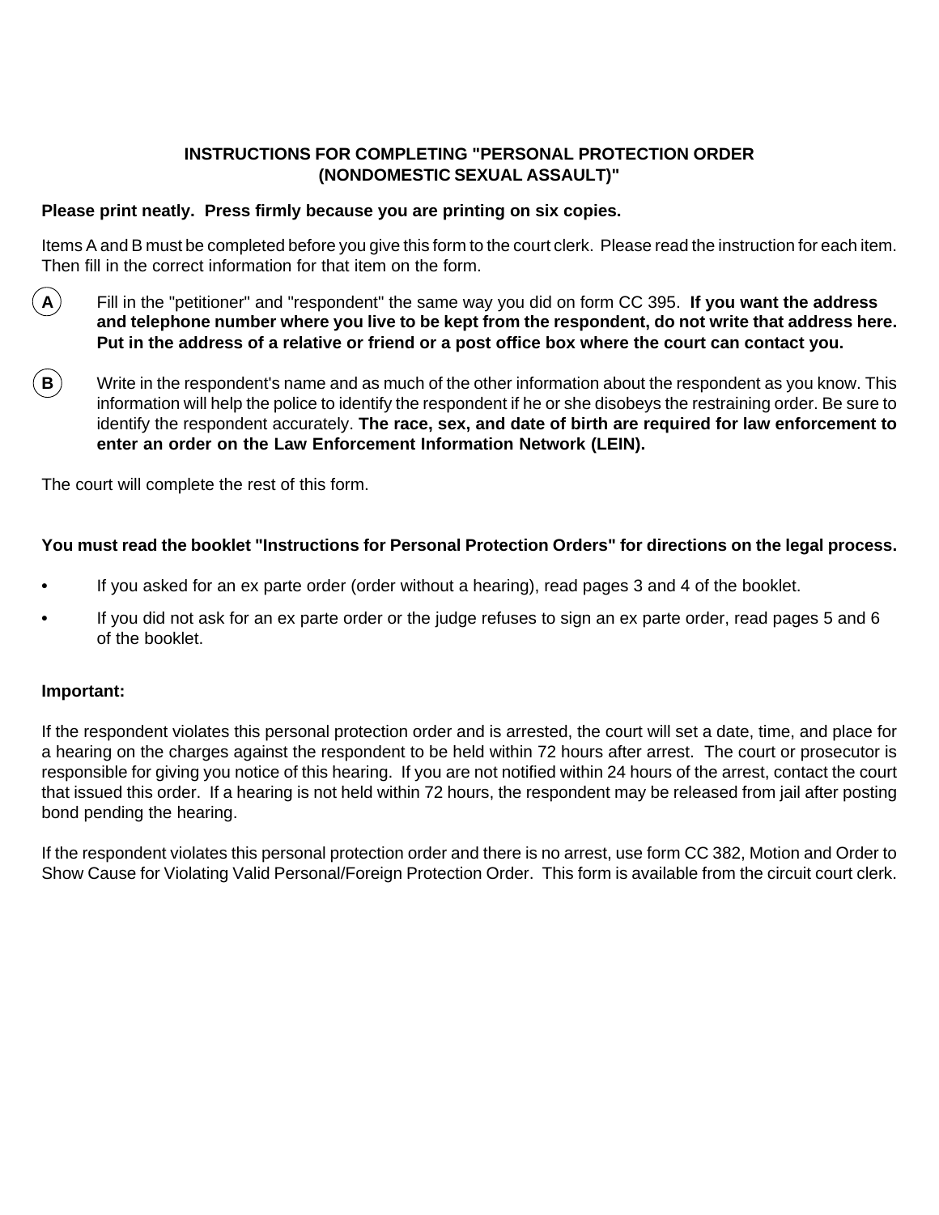## INSTRUCTIONS FOR COMPLETING "PERSONAL PROTECTION ORDER (NONDOMESTIC SEXUAL ASSAULT)"

**Please print neatly. Press firmly because you are printing on six copies.**

Items A and B must be completed before you give this form to the court clerk. Please read the instruction for each item. Then fill in the correct information for that item on the form.

**(A)** Fill in the "petitioner" and "respondent" the same way you did on form CC 395. **If you want the address and telephone number where you live to be kept from the respondent, do not write that address here. Put in the address of a relative or friend or a post office box where the court can contact you.**

**(B)** Write in the respondent's name and as much of the other information about the respondent as you know. This information will help the police to identify the respondent if he or she disobeys the restraining order. Be sure to identify the respondent accurately. **The race, sex, and date of birth are required for law enforcement to enter an order on the Law Enforcement Information Network (LEIN).**

The court will complete the rest of this form.

**You must read the booklet "Instructions for Personal Protection Orders" for directions on the legal process.**

- If you asked for an ex parte order (order without a hearing), read pages 3 and 4 of the booklet.
- If you did not ask for an ex parte order or the judge refuses to sign an ex parte order, read pages 5 and 6 of the booklet.

**Important:**

If the respondent violates this personal protection order and is arrested, the court will set a date, time, and place for a hearing on the charges against the respondent to be held within 72 hours after arrest. The court or prosecutor is responsible for giving you notice of this hearing. If you are not notified within 24 hours of the arrest, contact the court that issued this order. If a hearing is not held within 72 hours, the respondent may be released from jail after posting bond pending the hearing.

If the respondent violates this personal protection order and there is no arrest, use form CC 382, Motion and Order to Show Cause for Violating Valid Personal/Foreign Protection Order. This form is available from the circuit court clerk.